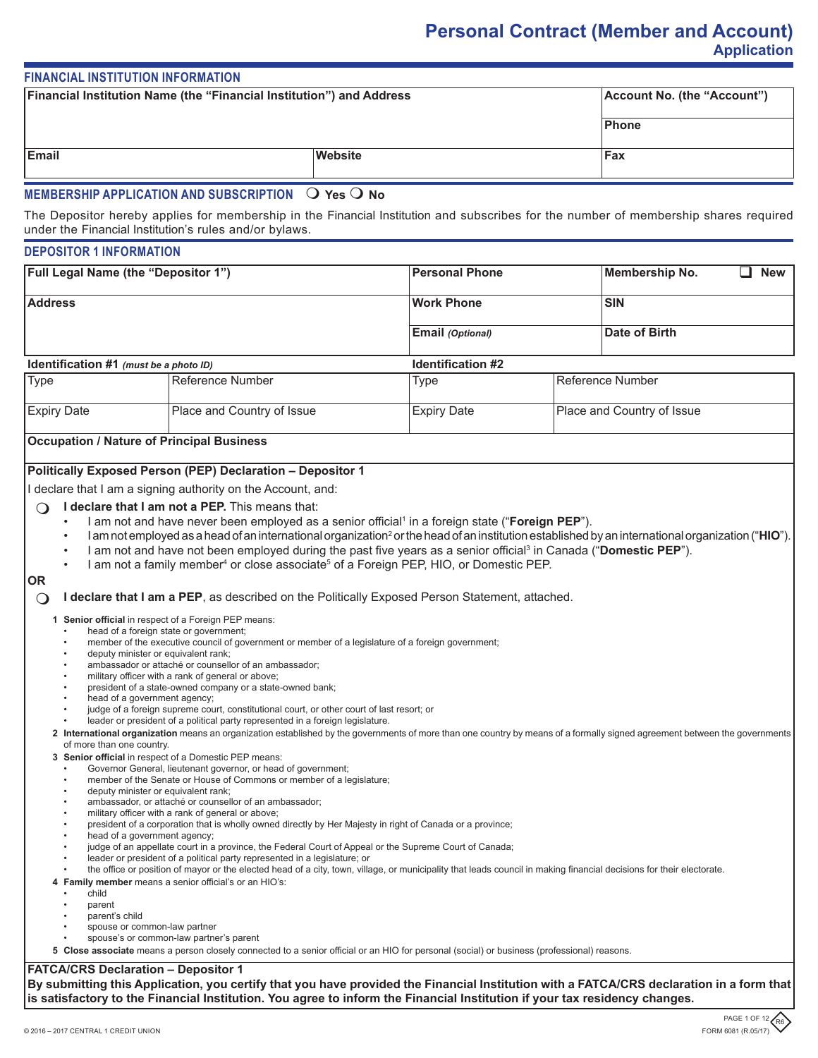# Personal Contract (Member and Account)

## Application

### FINANCIAL INSTITUTION INFORMATION

| Financial Institution Name (the "Financial Institution") and Address | | Account No. (the "Account") |
|---|---|---|
| | | Phone |
| Email | Website | Fax |

### MEMBERSHIP APPLICATION AND SUBSCRIPTION ❍ Yes ❍ No

The Depositor hereby applies for membership in the Financial Institution and subscribes for the number of membership shares required under the Financial Institution's rules and/or bylaws.

### DEPOSITOR 1 INFORMATION

| Full Legal Name (the "Depositor 1") | Personal Phone | Membership No. ☐ New |
|---|---|---|
| Address | Work Phone | SIN |
| | Email *(Optional)* | Date of Birth |

| Identification #1 *(must be a photo ID)* | | Identification #2 | |
|---|---|---|---|
| Type | Reference Number | Type | Reference Number |
| Expiry Date | Place and Country of Issue | Expiry Date | Place and Country of Issue |

**Occupation / Nature of Principal Business**

**Politically Exposed Person (PEP) Declaration – Depositor 1**

I declare that I am a signing authority on the Account, and:

❍ **I declare that I am not a PEP.** This means that:

- I am not and have never been employed as a senior official[1] in a foreign state ("**Foreign PEP**").
- I am not employed as a head of an international organization[2] or the head of an institution established by an international organization ("**HIO**").
- I am not and have not been employed during the past five years as a senior official[3] in Canada ("**Domestic PEP**").
- I am not a family member[4] or close associate[5] of a Foreign PEP, HIO, or Domestic PEP.

**OR**

❍ **I declare that I am a PEP**, as described on the Politically Exposed Person Statement, attached.

1 **Senior official** in respect of a Foreign PEP means:
- head of a foreign state or government;
- member of the executive council of government or member of a legislature of a foreign government;
- deputy minister or equivalent rank;
- ambassador or attaché or counsellor of an ambassador;
- military officer with a rank of general or above;
- president of a state-owned company or a state-owned bank;
- head of a government agency;
- judge of a foreign supreme court, constitutional court, or other court of last resort; or
- leader or president of a political party represented in a foreign legislature.

2 **International organization** means an organization established by the governments of more than one country by means of a formally signed agreement between the governments of more than one country.

3 **Senior official** in respect of a Domestic PEP means:
- Governor General, lieutenant governor, or head of government;
- member of the Senate or House of Commons or member of a legislature;
- deputy minister or equivalent rank;
- ambassador, or attaché or counsellor of an ambassador;
- military officer with a rank of general or above;
- president of a corporation that is wholly owned directly by Her Majesty in right of Canada or a province;
- head of a government agency;
- judge of an appellate court in a province, the Federal Court of Appeal or the Supreme Court of Canada;
- leader or president of a political party represented in a legislature; or
- the office or position of mayor or the elected head of a city, town, village, or municipality that leads council in making financial decisions for their electorate.

4 **Family member** means a senior official's or an HIO's:
- child
- parent
- parent's child
- spouse or common-law partner
- spouse's or common-law partner's parent

5 **Close associate** means a person closely connected to a senior official or an HIO for personal (social) or business (professional) reasons.

**FATCA/CRS Declaration – Depositor 1**

**By submitting this Application, you certify that you have provided the Financial Institution with a FATCA/CRS declaration in a form that is satisfactory to the Financial Institution. You agree to inform the Financial Institution if your tax residency changes.**

© 2016 – 2017 CENTRAL 1 CREDIT UNION

FORM 6081 (R.05/17)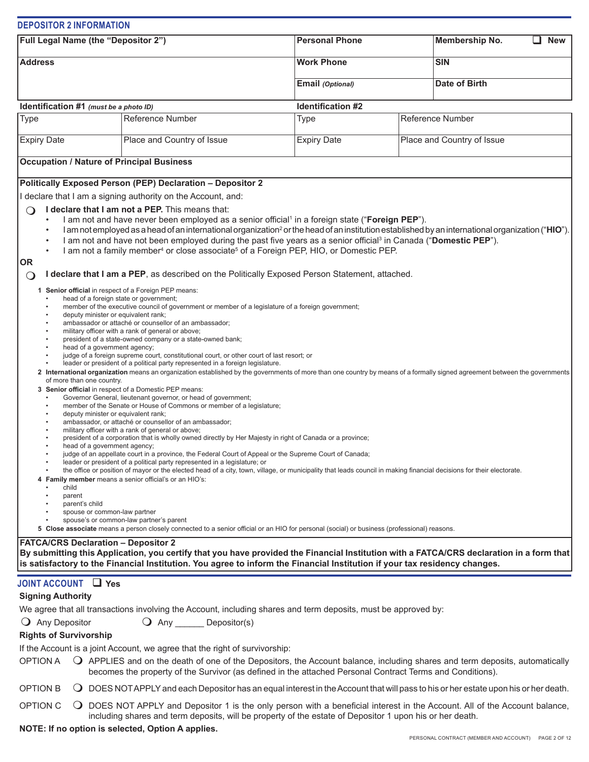## DEPOSITOR 2 INFORMATION

| Full Legal Name (the "Depositor 2") | Personal Phone | Membership No. ☐ New |
|---|---|---|
| **Address** | **Work Phone** | **SIN** |
| | **Email** *(Optional)* | **Date of Birth** |

| **Identification #1** *(must be a photo ID)* | | **Identification #2** | |
|---|---|---|---|
| Type | Reference Number | Type | Reference Number |
| Expiry Date | Place and Country of Issue | Expiry Date | Place and Country of Issue |

**Occupation / Nature of Principal Business**

**Politically Exposed Person (PEP) Declaration – Depositor 2**

I declare that I am a signing authority on the Account, and:

❍ **I declare that I am not a PEP.** This means that:

- I am not and have never been employed as a senior official[1] in a foreign state ("**Foreign PEP**").
- I am not employed as a head of an international organization[2] or the head of an institution established by an international organization ("**HIO**").
- I am not and have not been employed during the past five years as a senior official[3] in Canada ("**Domestic PEP**").
- I am not a family member[4] or close associate[5] of a Foreign PEP, HIO, or Domestic PEP.

**OR**

❍ **I declare that I am a PEP**, as described on the Politically Exposed Person Statement, attached.

1 **Senior official** in respect of a Foreign PEP means:
- head of a foreign state or government;
- member of the executive council of government or member of a legislature of a foreign government;
- deputy minister or equivalent rank;
- ambassador or attaché or counsellor of an ambassador;
- military officer with a rank of general or above;
- president of a state-owned company or a state-owned bank;
- head of a government agency;
- judge of a foreign supreme court, constitutional court, or other court of last resort; or
- leader or president of a political party represented in a foreign legislature.

2 **International organization** means an organization established by the governments of more than one country by means of a formally signed agreement between the governments of more than one country.

3 **Senior official** in respect of a Domestic PEP means:
- Governor General, lieutenant governor, or head of government;
- member of the Senate or House of Commons or member of a legislature;
- deputy minister or equivalent rank;
- ambassador, or attaché or counsellor of an ambassador;
- military officer with a rank of general or above;
- president of a corporation that is wholly owned directly by Her Majesty in right of Canada or a province;
- head of a government agency;
- judge of an appellate court in a province, the Federal Court of Appeal or the Supreme Court of Canada;
- leader or president of a political party represented in a legislature; or
- the office or position of mayor or the elected head of a city, town, village, or municipality that leads council in making financial decisions for their electorate.

4 **Family member** means a senior official's or an HIO's:
- child
- parent
- parent's child
- spouse or common-law partner
- spouse's or common-law partner's parent

5 **Close associate** means a person closely connected to a senior official or an HIO for personal (social) or business (professional) reasons.

**FATCA/CRS Declaration – Depositor 2**

**By submitting this Application, you certify that you have provided the Financial Institution with a FATCA/CRS declaration in a form that is satisfactory to the Financial Institution. You agree to inform the Financial Institution if your tax residency changes.**

## JOINT ACCOUNT ☐ Yes

**Signing Authority**

We agree that all transactions involving the Account, including shares and term deposits, must be approved by:

❍ Any Depositor ❍ Any ______ Depositor(s)

**Rights of Survivorship**

If the Account is a joint Account, we agree that the right of survivorship:

OPTION A ❍ APPLIES and on the death of one of the Depositors, the Account balance, including shares and term deposits, automatically becomes the property of the Survivor (as defined in the attached Personal Contract Terms and Conditions).

OPTION B ❍ DOES NOT APPLY and each Depositor has an equal interest in the Account that will pass to his or her estate upon his or her death.

OPTION C ❍ DOES NOT APPLY and Depositor 1 is the only person with a beneficial interest in the Account. All of the Account balance, including shares and term deposits, will be property of the estate of Depositor 1 upon his or her death.

**NOTE: If no option is selected, Option A applies.**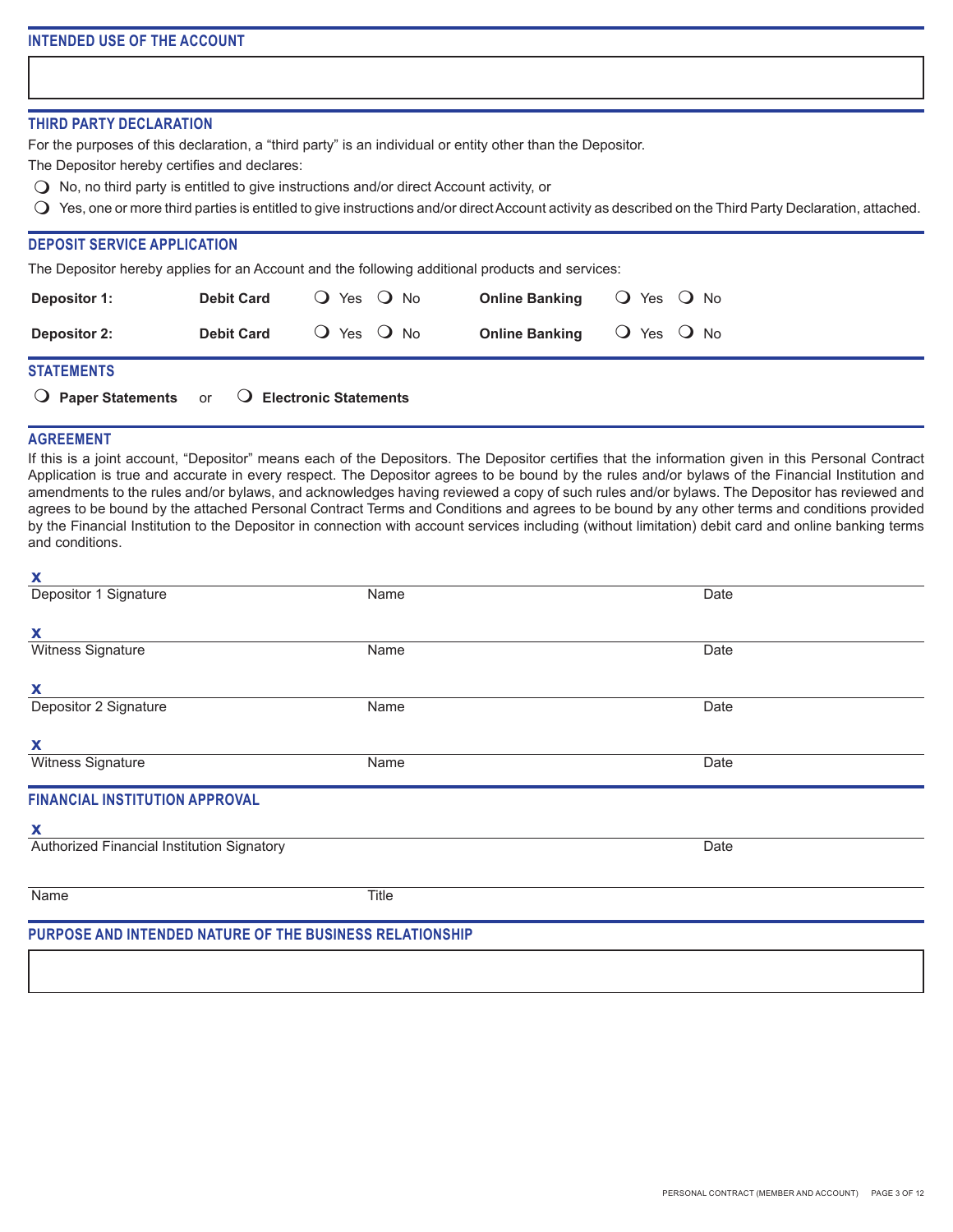## INTENDED USE OF THE ACCOUNT

## THIRD PARTY DECLARATION

For the purposes of this declaration, a “third party” is an individual or entity other than the Depositor.

The Depositor hereby certifies and declares:

- ❍ No, no third party is entitled to give instructions and/or direct Account activity, or
- ❍ Yes, one or more third parties is entitled to give instructions and/or direct Account activity as described on the Third Party Declaration, attached.

## DEPOSIT SERVICE APPLICATION

The Depositor hereby applies for an Account and the following additional products and services:

| | | | | |
|---|---|---|---|---|
| **Depositor 1:** | **Debit Card** | ❍ Yes ❍ No | **Online Banking** | ❍ Yes ❍ No |
| **Depositor 2:** | **Debit Card** | ❍ Yes ❍ No | **Online Banking** | ❍ Yes ❍ No |

## STATEMENTS

❍ **Paper Statements** or ❍ **Electronic Statements**

## AGREEMENT

If this is a joint account, “Depositor” means each of the Depositors. The Depositor certifies that the information given in this Personal Contract Application is true and accurate in every respect. The Depositor agrees to be bound by the rules and/or bylaws of the Financial Institution and amendments to the rules and/or bylaws, and acknowledges having reviewed a copy of such rules and/or bylaws. The Depositor has reviewed and agrees to be bound by the attached Personal Contract Terms and Conditions and agrees to be bound by any other terms and conditions provided by the Financial Institution to the Depositor in connection with account services including (without limitation) debit card and online banking terms and conditions.

**x**
Depositor 1 Signature | Name | Date

**x**
Witness Signature | Name | Date

**x**
Depositor 2 Signature | Name | Date

**x**
Witness Signature | Name | Date

## FINANCIAL INSTITUTION APPROVAL

**x**
Authorized Financial Institution Signatory | Date

Name | Title

## PURPOSE AND INTENDED NATURE OF THE BUSINESS RELATIONSHIP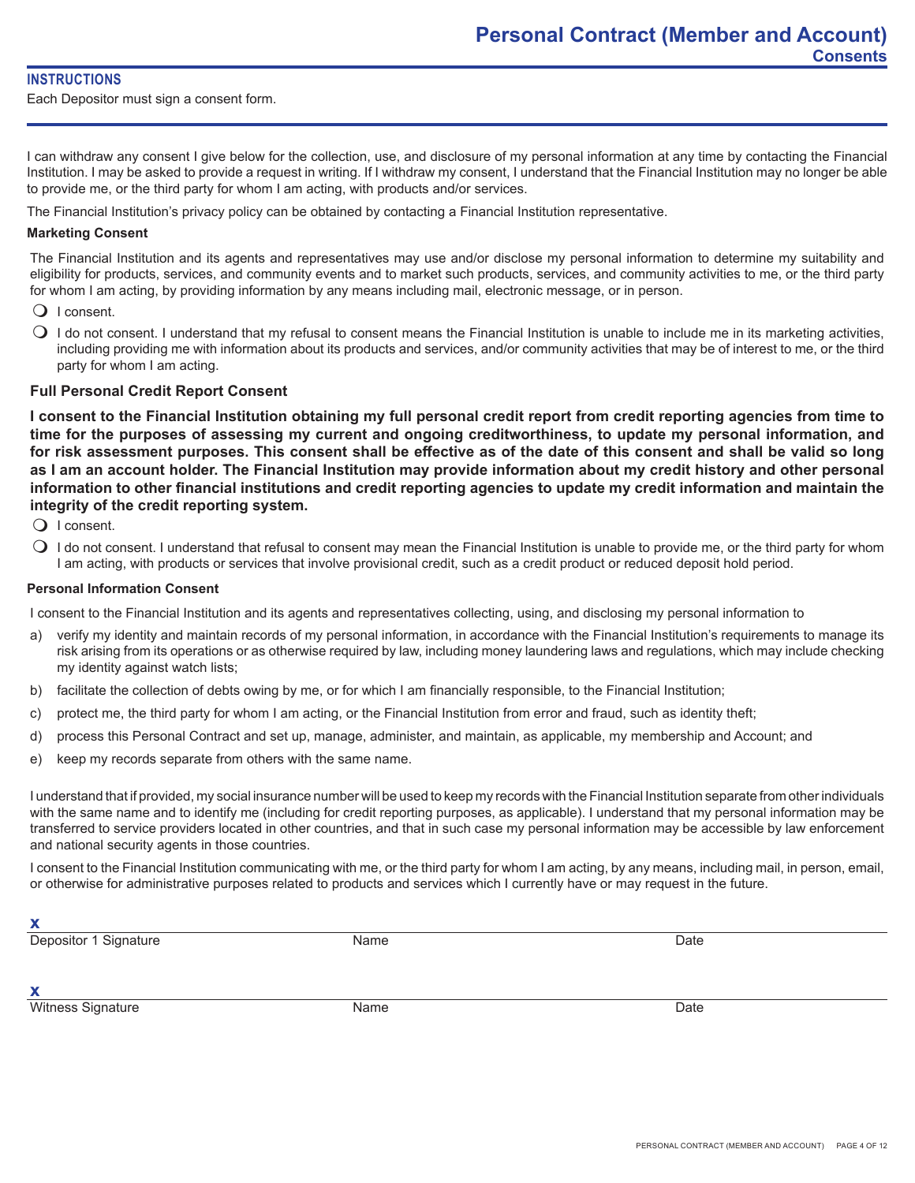# Personal Contract (Member and Account)

## Consents

### INSTRUCTIONS

Each Depositor must sign a consent form.

---

I can withdraw any consent I give below for the collection, use, and disclosure of my personal information at any time by contacting the Financial Institution. I may be asked to provide a request in writing. If I withdraw my consent, I understand that the Financial Institution may no longer be able to provide me, or the third party for whom I am acting, with products and/or services.

The Financial Institution's privacy policy can be obtained by contacting a Financial Institution representative.

**Marketing Consent**

The Financial Institution and its agents and representatives may use and/or disclose my personal information to determine my suitability and eligibility for products, services, and community events and to market such products, services, and community activities to me, or the third party for whom I am acting, by providing information by any means including mail, electronic message, or in person.

- ☐ I consent.
- ☐ I do not consent. I understand that my refusal to consent means the Financial Institution is unable to include me in its marketing activities, including providing me with information about its products and services, and/or community activities that may be of interest to me, or the third party for whom I am acting.

**Full Personal Credit Report Consent**

**I consent to the Financial Institution obtaining my full personal credit report from credit reporting agencies from time to time for the purposes of assessing my current and ongoing creditworthiness, to update my personal information, and for risk assessment purposes. This consent shall be effective as of the date of this consent and shall be valid so long as I am an account holder. The Financial Institution may provide information about my credit history and other personal information to other financial institutions and credit reporting agencies to update my credit information and maintain the integrity of the credit reporting system.**

- ☐ I consent.
- ☐ I do not consent. I understand that refusal to consent may mean the Financial Institution is unable to provide me, or the third party for whom I am acting, with products or services that involve provisional credit, such as a credit product or reduced deposit hold period.

**Personal Information Consent**

I consent to the Financial Institution and its agents and representatives collecting, using, and disclosing my personal information to

a) verify my identity and maintain records of my personal information, in accordance with the Financial Institution's requirements to manage its risk arising from its operations or as otherwise required by law, including money laundering laws and regulations, which may include checking my identity against watch lists;

b) facilitate the collection of debts owing by me, or for which I am financially responsible, to the Financial Institution;

c) protect me, the third party for whom I am acting, or the Financial Institution from error and fraud, such as identity theft;

d) process this Personal Contract and set up, manage, administer, and maintain, as applicable, my membership and Account; and

e) keep my records separate from others with the same name.

I understand that if provided, my social insurance number will be used to keep my records with the Financial Institution separate from other individuals with the same name and to identify me (including for credit reporting purposes, as applicable). I understand that my personal information may be transferred to service providers located in other countries, and that in such case my personal information may be accessible by law enforcement and national security agents in those countries.

I consent to the Financial Institution communicating with me, or the third party for whom I am acting, by any means, including mail, in person, email, or otherwise for administrative purposes related to products and services which I currently have or may request in the future.

x _______________________________________________

Depositor 1 Signature | Name | Date

x _______________________________________________

Witness Signature | Name | Date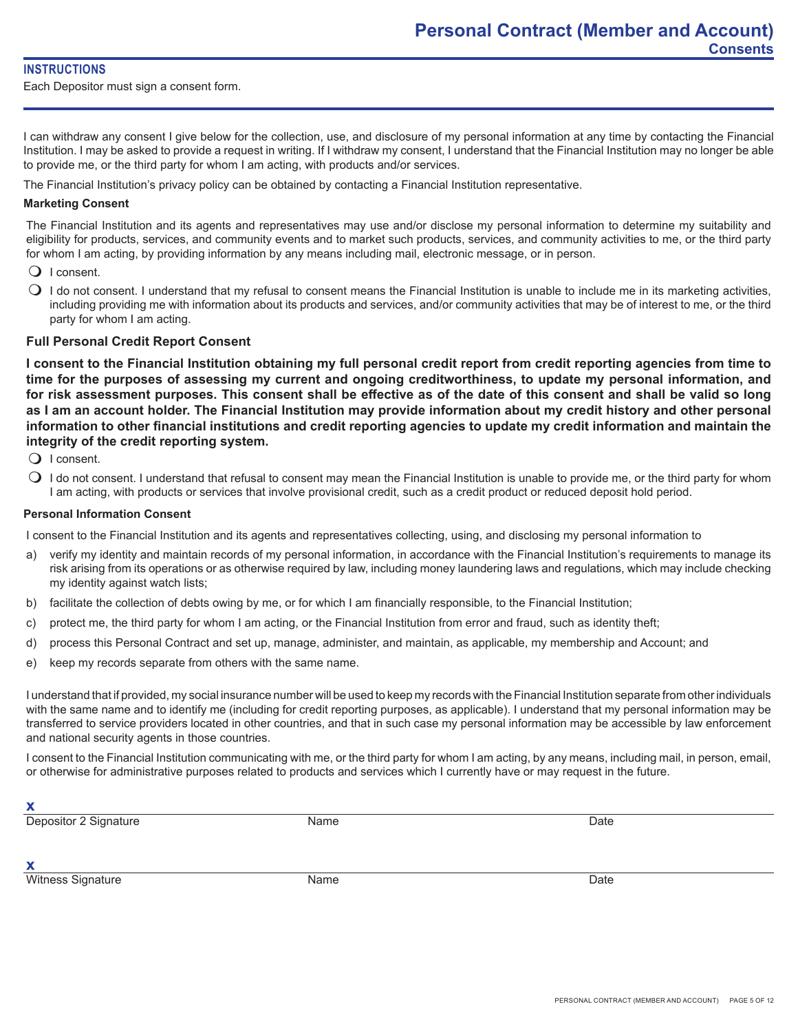# Personal Contract (Member and Account)

## Consents

### INSTRUCTIONS

Each Depositor must sign a consent form.

I can withdraw any consent I give below for the collection, use, and disclosure of my personal information at any time by contacting the Financial Institution. I may be asked to provide a request in writing. If I withdraw my consent, I understand that the Financial Institution may no longer be able to provide me, or the third party for whom I am acting, with products and/or services.

The Financial Institution's privacy policy can be obtained by contacting a Financial Institution representative.

**Marketing Consent**

The Financial Institution and its agents and representatives may use and/or disclose my personal information to determine my suitability and eligibility for products, services, and community events and to market such products, services, and community activities to me, or the third party for whom I am acting, by providing information by any means including mail, electronic message, or in person.

- ❍ I consent.
- ❍ I do not consent. I understand that my refusal to consent means the Financial Institution is unable to include me in its marketing activities, including providing me with information about its products and services, and/or community activities that may be of interest to me, or the third party for whom I am acting.

**Full Personal Credit Report Consent**

**I consent to the Financial Institution obtaining my full personal credit report from credit reporting agencies from time to time for the purposes of assessing my current and ongoing creditworthiness, to update my personal information, and for risk assessment purposes. This consent shall be effective as of the date of this consent and shall be valid so long as I am an account holder. The Financial Institution may provide information about my credit history and other personal information to other financial institutions and credit reporting agencies to update my credit information and maintain the integrity of the credit reporting system.**

- ❍ I consent.
- ❍ I do not consent. I understand that refusal to consent may mean the Financial Institution is unable to provide me, or the third party for whom I am acting, with products or services that involve provisional credit, such as a credit product or reduced deposit hold period.

**Personal Information Consent**

I consent to the Financial Institution and its agents and representatives collecting, using, and disclosing my personal information to

a) verify my identity and maintain records of my personal information, in accordance with the Financial Institution's requirements to manage its risk arising from its operations or as otherwise required by law, including money laundering laws and regulations, which may include checking my identity against watch lists;

b) facilitate the collection of debts owing by me, or for which I am financially responsible, to the Financial Institution;

c) protect me, the third party for whom I am acting, or the Financial Institution from error and fraud, such as identity theft;

d) process this Personal Contract and set up, manage, administer, and maintain, as applicable, my membership and Account; and

e) keep my records separate from others with the same name.

I understand that if provided, my social insurance number will be used to keep my records with the Financial Institution separate from other individuals with the same name and to identify me (including for credit reporting purposes, as applicable). I understand that my personal information may be transferred to service providers located in other countries, and that in such case my personal information may be accessible by law enforcement and national security agents in those countries.

I consent to the Financial Institution communicating with me, or the third party for whom I am acting, by any means, including mail, in person, email, or otherwise for administrative purposes related to products and services which I currently have or may request in the future.

**x** ______________________________

Depositor 2 Signature | Name | Date

**x** ______________________________

Witness Signature | Name | Date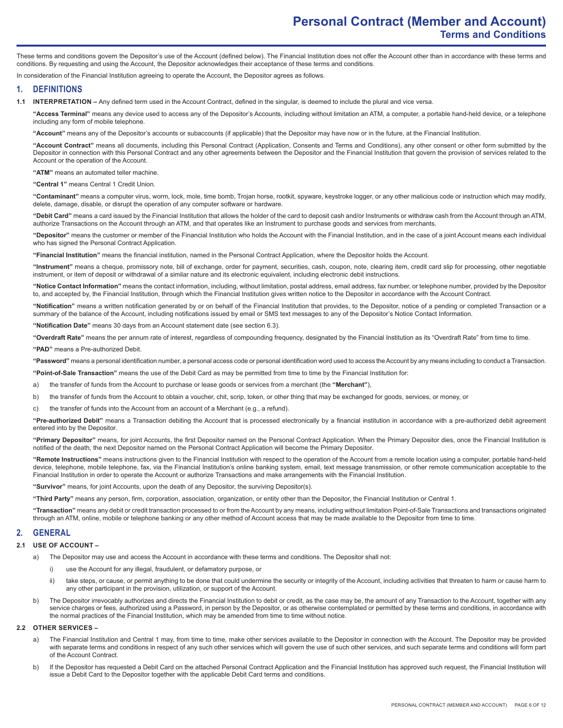# Personal Contract (Member and Account)
## Terms and Conditions

These terms and conditions govern the Depositor's use of the Account (defined below). The Financial Institution does not offer the Account other than in accordance with these terms and conditions. By requesting and using the Account, the Depositor acknowledges their acceptance of these terms and conditions.

In consideration of the Financial Institution agreeing to operate the Account, the Depositor agrees as follows.

## 1. DEFINITIONS

**1.1 INTERPRETATION –** Any defined term used in the Account Contract, defined in the singular, is deemed to include the plural and vice versa.

**"Access Terminal"** means any device used to access any of the Depositor's Accounts, including without limitation an ATM, a computer, a portable hand-held device, or a telephone including any form of mobile telephone.

**"Account"** means any of the Depositor's accounts or subaccounts (if applicable) that the Depositor may have now or in the future, at the Financial Institution.

**"Account Contract"** means all documents, including this Personal Contract (Application, Consents and Terms and Conditions), any other consent or other form submitted by the Depositor in connection with this Personal Contract and any other agreements between the Depositor and the Financial Institution that govern the provision of services related to the Account or the operation of the Account.

**"ATM"** means an automated teller machine.

**"Central 1"** means Central 1 Credit Union.

**"Contaminant"** means a computer virus, worm, lock, mole, time bomb, Trojan horse, rootkit, spyware, keystroke logger, or any other malicious code or instruction which may modify, delete, damage, disable, or disrupt the operation of any computer software or hardware.

**"Debit Card"** means a card issued by the Financial Institution that allows the holder of the card to deposit cash and/or Instruments or withdraw cash from the Account through an ATM, authorize Transactions on the Account through an ATM, and that operates like an Instrument to purchase goods and services from merchants.

**"Depositor"** means the customer or member of the Financial Institution who holds the Account with the Financial Institution, and in the case of a joint Account means each individual who has signed the Personal Contract Application.

**"Financial Institution"** means the financial institution, named in the Personal Contract Application, where the Depositor holds the Account.

**"Instrument"** means a cheque, promissory note, bill of exchange, order for payment, securities, cash, coupon, note, clearing item, credit card slip for processing, other negotiable instrument, or item of deposit or withdrawal of a similar nature and its electronic equivalent, including electronic debit instructions.

**"Notice Contact Information"** means the contact information, including, without limitation, postal address, email address, fax number, or telephone number, provided by the Depositor to, and accepted by, the Financial Institution, through which the Financial Institution gives written notice to the Depositor in accordance with the Account Contract.

**"Notification"** means a written notification generated by or on behalf of the Financial Institution that provides, to the Depositor, notice of a pending or completed Transaction or a summary of the balance of the Account, including notifications issued by email or SMS text messages to any of the Depositor's Notice Contact Information.

**"Notification Date"** means 30 days from an Account statement date (see section 6.3).

**"Overdraft Rate"** means the per annum rate of interest, regardless of compounding frequency, designated by the Financial Institution as its "Overdraft Rate" from time to time.

**"PAD"** means a Pre-authorized Debit.

**"Password"** means a personal identification number, a personal access code or personal identification word used to access the Account by any means including to conduct a Transaction.

**"Point-of-Sale Transaction"** means the use of the Debit Card as may be permitted from time to time by the Financial Institution for:

a) the transfer of funds from the Account to purchase or lease goods or services from a merchant (the **"Merchant"**),

b) the transfer of funds from the Account to obtain a voucher, chit, scrip, token, or other thing that may be exchanged for goods, services, or money, or

c) the transfer of funds into the Account from an account of a Merchant (e.g., a refund).

**"Pre-authorized Debit"** means a Transaction debiting the Account that is processed electronically by a financial institution in accordance with a pre-authorized debit agreement entered into by the Depositor.

**"Primary Depositor"** means, for joint Accounts, the first Depositor named on the Personal Contract Application. When the Primary Depositor dies, once the Financial Institution is notified of the death, the next Depositor named on the Personal Contract Application will become the Primary Depositor.

**"Remote Instructions"** means instructions given to the Financial Institution with respect to the operation of the Account from a remote location using a computer, portable hand-held device, telephone, mobile telephone, fax, via the Financial Institution's online banking system, email, text message transmission, or other remote communication acceptable to the Financial Institution in order to operate the Account or authorize Transactions and make arrangements with the Financial Institution.

**"Survivor"** means, for joint Accounts, upon the death of any Depositor, the surviving Depositor(s).

**"Third Party"** means any person, firm, corporation, association, organization, or entity other than the Depositor, the Financial Institution or Central 1.

**"Transaction"** means any debit or credit transaction processed to or from the Account by any means, including without limitation Point-of-Sale Transactions and transactions originated through an ATM, online, mobile or telephone banking or any other method of Account access that may be made available to the Depositor from time to time.

## 2. GENERAL

**2.1 USE OF ACCOUNT –**

a) The Depositor may use and access the Account in accordance with these terms and conditions. The Depositor shall not:

i) use the Account for any illegal, fraudulent, or defamatory purpose, or

ii) take steps, or cause, or permit anything to be done that could undermine the security or integrity of the Account, including activities that threaten to harm or cause harm to any other participant in the provision, utilization, or support of the Account.

b) The Depositor irrevocably authorizes and directs the Financial Institution to debit or credit, as the case may be, the amount of any Transaction to the Account, together with any service charges or fees, authorized using a Password, in person by the Depositor, or as otherwise contemplated or permitted by these terms and conditions, in accordance with the normal practices of the Financial Institution, which may be amended from time to time without notice.

**2.2 OTHER SERVICES –**

a) The Financial Institution and Central 1 may, from time to time, make other services available to the Depositor in connection with the Account. The Depositor may be provided with separate terms and conditions in respect of any such other services which will govern the use of such other services, and such separate terms and conditions will form part of the Account Contract.

b) If the Depositor has requested a Debit Card on the attached Personal Contract Application and the Financial Institution has approved such request, the Financial Institution will issue a Debit Card to the Depositor together with the applicable Debit Card terms and conditions.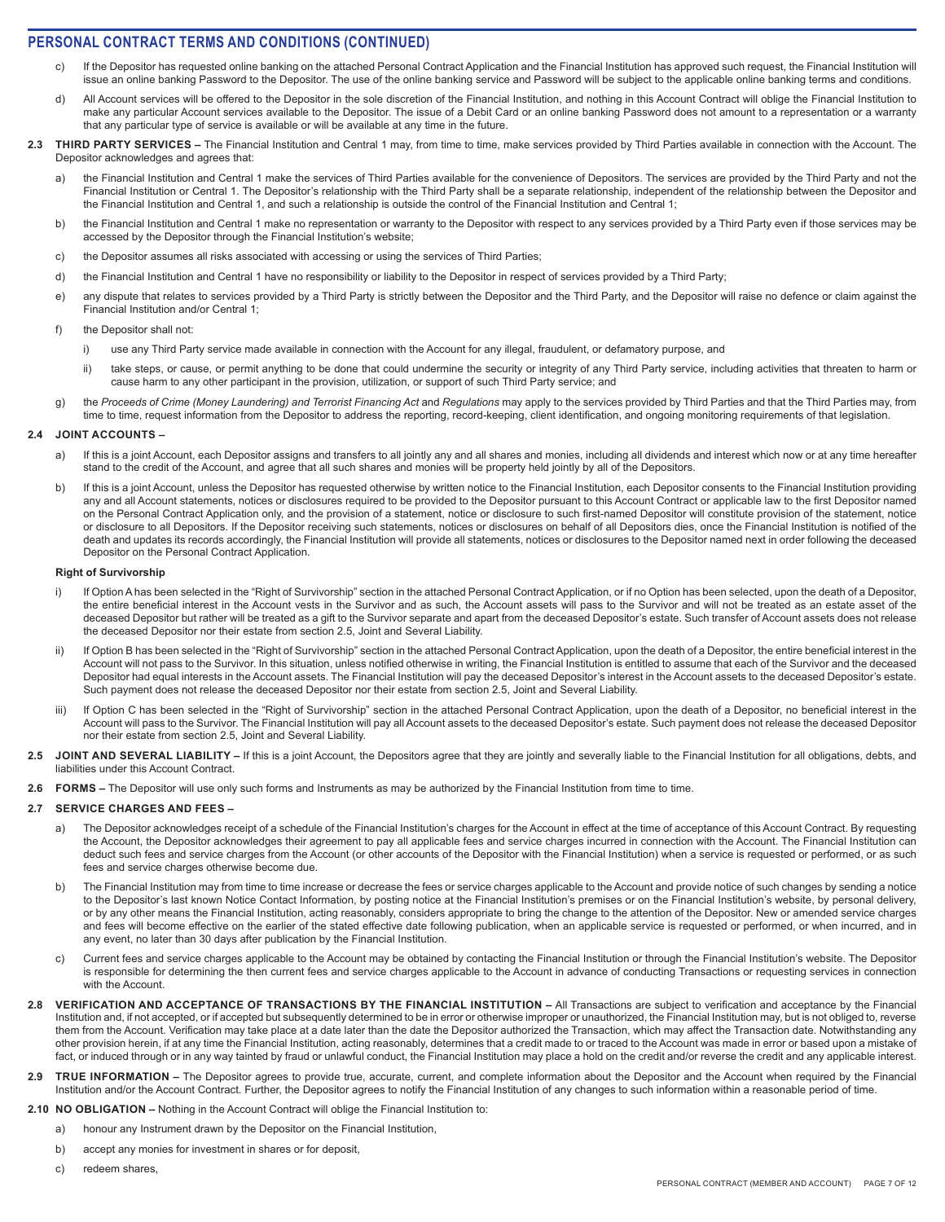## PERSONAL CONTRACT TERMS AND CONDITIONS (CONTINUED)

c) If the Depositor has requested online banking on the attached Personal Contract Application and the Financial Institution has approved such request, the Financial Institution will issue an online banking Password to the Depositor. The use of the online banking service and Password will be subject to the applicable online banking terms and conditions.

d) All Account services will be offered to the Depositor in the sole discretion of the Financial Institution, and nothing in this Account Contract will oblige the Financial Institution to make any particular Account services available to the Depositor. The issue of a Debit Card or an online banking Password does not amount to a representation or a warranty that any particular type of service is available or will be available at any time in the future.

**2.3 THIRD PARTY SERVICES –** The Financial Institution and Central 1 may, from time to time, make services provided by Third Parties available in connection with the Account. The Depositor acknowledges and agrees that:

a) the Financial Institution and Central 1 make the services of Third Parties available for the convenience of Depositors. The services are provided by the Third Party and not the Financial Institution or Central 1. The Depositor's relationship with the Third Party shall be a separate relationship, independent of the relationship between the Depositor and the Financial Institution and Central 1, and such a relationship is outside the control of the Financial Institution and Central 1;

b) the Financial Institution and Central 1 make no representation or warranty to the Depositor with respect to any services provided by a Third Party even if those services may be accessed by the Depositor through the Financial Institution's website;

c) the Depositor assumes all risks associated with accessing or using the services of Third Parties;

d) the Financial Institution and Central 1 have no responsibility or liability to the Depositor in respect of services provided by a Third Party;

e) any dispute that relates to services provided by a Third Party is strictly between the Depositor and the Third Party, and the Depositor will raise no defence or claim against the Financial Institution and/or Central 1;

f) the Depositor shall not:

   i) use any Third Party service made available in connection with the Account for any illegal, fraudulent, or defamatory purpose, and

   ii) take steps, or cause, or permit anything to be done that could undermine the security or integrity of any Third Party service, including activities that threaten to harm or cause harm to any other participant in the provision, utilization, or support of such Third Party service; and

g) the *Proceeds of Crime (Money Laundering) and Terrorist Financing Act* and *Regulations* may apply to the services provided by Third Parties and that the Third Parties may, from time to time, request information from the Depositor to address the reporting, record-keeping, client identification, and ongoing monitoring requirements of that legislation.

**2.4 JOINT ACCOUNTS –**

a) If this is a joint Account, each Depositor assigns and transfers to all jointly any and all shares and monies, including all dividends and interest which now or at any time hereafter stand to the credit of the Account, and agree that all such shares and monies will be property held jointly by all of the Depositors.

b) If this is a joint Account, unless the Depositor has requested otherwise by written notice to the Financial Institution, each Depositor consents to the Financial Institution providing any and all Account statements, notices or disclosures required to be provided to the Depositor pursuant to this Account Contract or applicable law to the first Depositor named on the Personal Contract Application only, and the provision of a statement, notice or disclosure to such first-named Depositor will constitute provision of the statement, notice or disclosure to all Depositors. If the Depositor receiving such statements, notices or disclosures on behalf of all Depositors dies, once the Financial Institution is notified of the death and updates its records accordingly, the Financial Institution will provide all statements, notices or disclosures to the Depositor named next in order following the deceased Depositor on the Personal Contract Application.

**Right of Survivorship**

i) If Option A has been selected in the "Right of Survivorship" section in the attached Personal Contract Application, or if no Option has been selected, upon the death of a Depositor, the entire beneficial interest in the Account vests in the Survivor and as such, the Account assets will pass to the Survivor and will not be treated as an estate asset of the deceased Depositor but rather will be treated as a gift to the Survivor separate and apart from the deceased Depositor's estate. Such transfer of Account assets does not release the deceased Depositor nor their estate from section 2.5, Joint and Several Liability.

ii) If Option B has been selected in the "Right of Survivorship" section in the attached Personal Contract Application, upon the death of a Depositor, the entire beneficial interest in the Account will not pass to the Survivor. In this situation, unless notified otherwise in writing, the Financial Institution is entitled to assume that each of the Survivor and the deceased Depositor had equal interests in the Account assets. The Financial Institution will pay the deceased Depositor's interest in the Account assets to the deceased Depositor's estate. Such payment does not release the deceased Depositor nor their estate from section 2.5, Joint and Several Liability.

iii) If Option C has been selected in the "Right of Survivorship" section in the attached Personal Contract Application, upon the death of a Depositor, no beneficial interest in the Account will pass to the Survivor. The Financial Institution will pay all Account assets to the deceased Depositor's estate. Such payment does not release the deceased Depositor nor their estate from section 2.5, Joint and Several Liability.

**2.5 JOINT AND SEVERAL LIABILITY –** If this is a joint Account, the Depositors agree that they are jointly and severally liable to the Financial Institution for all obligations, debts, and liabilities under this Account Contract.

**2.6 FORMS –** The Depositor will use only such forms and Instruments as may be authorized by the Financial Institution from time to time.

**2.7 SERVICE CHARGES AND FEES –**

a) The Depositor acknowledges receipt of a schedule of the Financial Institution's charges for the Account in effect at the time of acceptance of this Account Contract. By requesting the Account, the Depositor acknowledges their agreement to pay all applicable fees and service charges incurred in connection with the Account. The Financial Institution can deduct such fees and service charges from the Account (or other accounts of the Depositor with the Financial Institution) when a service is requested or performed, or as such fees and service charges otherwise become due.

b) The Financial Institution may from time to time increase or decrease the fees or service charges applicable to the Account and provide notice of such changes by sending a notice to the Depositor's last known Notice Contact Information, by posting notice at the Financial Institution's premises or on the Financial Institution's website, by personal delivery, or by any other means the Financial Institution, acting reasonably, considers appropriate to bring the change to the attention of the Depositor. New or amended service charges and fees will become effective on the earlier of the stated effective date following publication, when an applicable service is requested or performed, or when incurred, and in any event, no later than 30 days after publication by the Financial Institution.

c) Current fees and service charges applicable to the Account may be obtained by contacting the Financial Institution or through the Financial Institution's website. The Depositor is responsible for determining the then current fees and service charges applicable to the Account in advance of conducting Transactions or requesting services in connection with the Account.

**2.8 VERIFICATION AND ACCEPTANCE OF TRANSACTIONS BY THE FINANCIAL INSTITUTION –** All Transactions are subject to verification and acceptance by the Financial Institution and, if not accepted, or if accepted but subsequently determined to be in error or otherwise improper or unauthorized, the Financial Institution may, but is not obliged to, reverse them from the Account. Verification may take place at a date later than the date the Depositor authorized the Transaction, which may affect the Transaction date. Notwithstanding any other provision herein, if at any time the Financial Institution, acting reasonably, determines that a credit made to or traced to the Account was made in error or based upon a mistake of fact, or induced through or in any way tainted by fraud or unlawful conduct, the Financial Institution may place a hold on the credit and/or reverse the credit and any applicable interest.

**2.9 TRUE INFORMATION –** The Depositor agrees to provide true, accurate, current, and complete information about the Depositor and the Account when required by the Financial Institution and/or the Account Contract. Further, the Depositor agrees to notify the Financial Institution of any changes to such information within a reasonable period of time.

**2.10 NO OBLIGATION –** Nothing in the Account Contract will oblige the Financial Institution to:

a) honour any Instrument drawn by the Depositor on the Financial Institution,

b) accept any monies for investment in shares or for deposit,

c) redeem shares,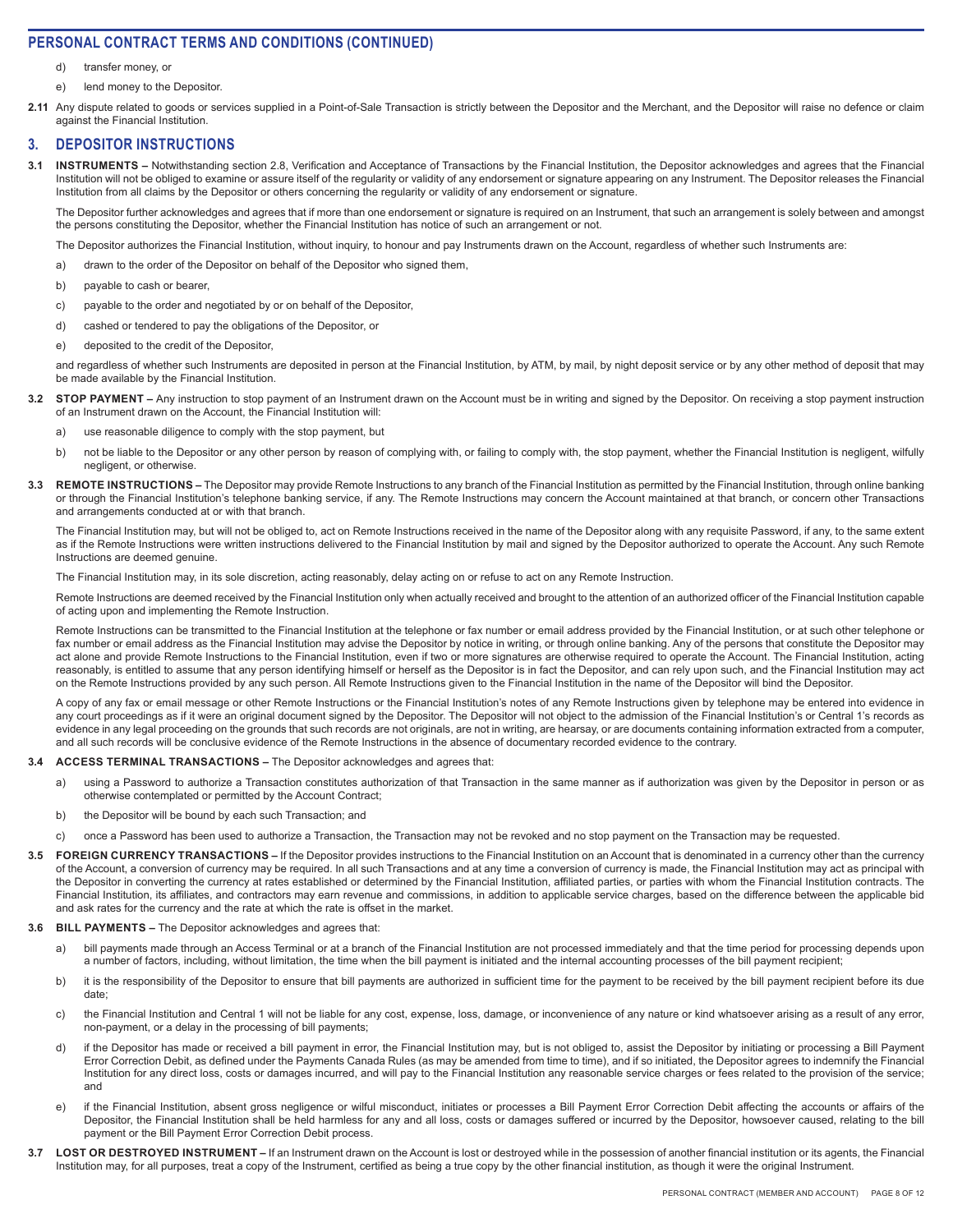## PERSONAL CONTRACT TERMS AND CONDITIONS (CONTINUED)

d) transfer money, or

e) lend money to the Depositor.

**2.11** Any dispute related to goods or services supplied in a Point-of-Sale Transaction is strictly between the Depositor and the Merchant, and the Depositor will raise no defence or claim against the Financial Institution.

## 3. DEPOSITOR INSTRUCTIONS

**3.1 INSTRUMENTS –** Notwithstanding section 2.8, Verification and Acceptance of Transactions by the Financial Institution, the Depositor acknowledges and agrees that the Financial Institution will not be obliged to examine or assure itself of the regularity or validity of any endorsement or signature appearing on any Instrument. The Depositor releases the Financial Institution from all claims by the Depositor or others concerning the regularity or validity of any endorsement or signature.

The Depositor further acknowledges and agrees that if more than one endorsement or signature is required on an Instrument, that such an arrangement is solely between and amongst the persons constituting the Depositor, whether the Financial Institution has notice of such an arrangement or not.

The Depositor authorizes the Financial Institution, without inquiry, to honour and pay Instruments drawn on the Account, regardless of whether such Instruments are:

a) drawn to the order of the Depositor on behalf of the Depositor who signed them,

b) payable to cash or bearer,

c) payable to the order and negotiated by or on behalf of the Depositor,

d) cashed or tendered to pay the obligations of the Depositor, or

e) deposited to the credit of the Depositor,

and regardless of whether such Instruments are deposited in person at the Financial Institution, by ATM, by mail, by night deposit service or by any other method of deposit that may be made available by the Financial Institution.

**3.2 STOP PAYMENT –** Any instruction to stop payment of an Instrument drawn on the Account must be in writing and signed by the Depositor. On receiving a stop payment instruction of an Instrument drawn on the Account, the Financial Institution will:

a) use reasonable diligence to comply with the stop payment, but

b) not be liable to the Depositor or any other person by reason of complying with, or failing to comply with, the stop payment, whether the Financial Institution is negligent, wilfully negligent, or otherwise.

**3.3 REMOTE INSTRUCTIONS –** The Depositor may provide Remote Instructions to any branch of the Financial Institution as permitted by the Financial Institution, through online banking or through the Financial Institution's telephone banking service, if any. The Remote Instructions may concern the Account maintained at that branch, or concern other Transactions and arrangements conducted at or with that branch.

The Financial Institution may, but will not be obliged to, act on Remote Instructions received in the name of the Depositor along with any requisite Password, if any, to the same extent as if the Remote Instructions were written instructions delivered to the Financial Institution by mail and signed by the Depositor authorized to operate the Account. Any such Remote Instructions are deemed genuine.

The Financial Institution may, in its sole discretion, acting reasonably, delay acting on or refuse to act on any Remote Instruction.

Remote Instructions are deemed received by the Financial Institution only when actually received and brought to the attention of an authorized officer of the Financial Institution capable of acting upon and implementing the Remote Instruction.

Remote Instructions can be transmitted to the Financial Institution at the telephone or fax number or email address provided by the Financial Institution, or at such other telephone or fax number or email address as the Financial Institution may advise the Depositor by notice in writing, or through online banking. Any of the persons that constitute the Depositor may act alone and provide Remote Instructions to the Financial Institution, even if two or more signatures are otherwise required to operate the Account. The Financial Institution, acting reasonably, is entitled to assume that any person identifying himself or herself as the Depositor is in fact the Depositor, and can rely upon such, and the Financial Institution may act on the Remote Instructions provided by any such person. All Remote Instructions given to the Financial Institution in the name of the Depositor will bind the Depositor.

A copy of any fax or email message or other Remote Instructions or the Financial Institution's notes of any Remote Instructions given by telephone may be entered into evidence in any court proceedings as if it were an original document signed by the Depositor. The Depositor will not object to the admission of the Financial Institution's or Central 1's records as evidence in any legal proceeding on the grounds that such records are not originals, are not in writing, are hearsay, or are documents containing information extracted from a computer, and all such records will be conclusive evidence of the Remote Instructions in the absence of documentary recorded evidence to the contrary.

**3.4 ACCESS TERMINAL TRANSACTIONS –** The Depositor acknowledges and agrees that:

a) using a Password to authorize a Transaction constitutes authorization of that Transaction in the same manner as if authorization was given by the Depositor in person or as otherwise contemplated or permitted by the Account Contract;

b) the Depositor will be bound by each such Transaction; and

c) once a Password has been used to authorize a Transaction, the Transaction may not be revoked and no stop payment on the Transaction may be requested.

**3.5 FOREIGN CURRENCY TRANSACTIONS –** If the Depositor provides instructions to the Financial Institution on an Account that is denominated in a currency other than the currency of the Account, a conversion of currency may be required. In all such Transactions and at any time a conversion of currency is made, the Financial Institution may act as principal with the Depositor in converting the currency at rates established or determined by the Financial Institution, affiliated parties, or parties with whom the Financial Institution contracts. The Financial Institution, its affiliates, and contractors may earn revenue and commissions, in addition to applicable service charges, based on the difference between the applicable bid and ask rates for the currency and the rate at which the rate is offset in the market.

**3.6 BILL PAYMENTS –** The Depositor acknowledges and agrees that:

a) bill payments made through an Access Terminal or at a branch of the Financial Institution are not processed immediately and that the time period for processing depends upon a number of factors, including, without limitation, the time when the bill payment is initiated and the internal accounting processes of the bill payment recipient;

b) it is the responsibility of the Depositor to ensure that bill payments are authorized in sufficient time for the payment to be received by the bill payment recipient before its due date;

c) the Financial Institution and Central 1 will not be liable for any cost, expense, loss, damage, or inconvenience of any nature or kind whatsoever arising as a result of any error, non-payment, or a delay in the processing of bill payments;

d) if the Depositor has made or received a bill payment in error, the Financial Institution may, but is not obliged to, assist the Depositor by initiating or processing a Bill Payment Error Correction Debit, as defined under the Payments Canada Rules (as may be amended from time to time), and if so initiated, the Depositor agrees to indemnify the Financial Institution for any direct loss, costs or damages incurred, and will pay to the Financial Institution any reasonable service charges or fees related to the provision of the service; and

e) if the Financial Institution, absent gross negligence or wilful misconduct, initiates or processes a Bill Payment Error Correction Debit affecting the accounts or affairs of the Depositor, the Financial Institution shall be held harmless for any and all loss, costs or damages suffered or incurred by the Depositor, howsoever caused, relating to the bill payment or the Bill Payment Error Correction Debit process.

**3.7 LOST OR DESTROYED INSTRUMENT –** If an Instrument drawn on the Account is lost or destroyed while in the possession of another financial institution or its agents, the Financial Institution may, for all purposes, treat a copy of the Instrument, certified as being a true copy by the other financial institution, as though it were the original Instrument.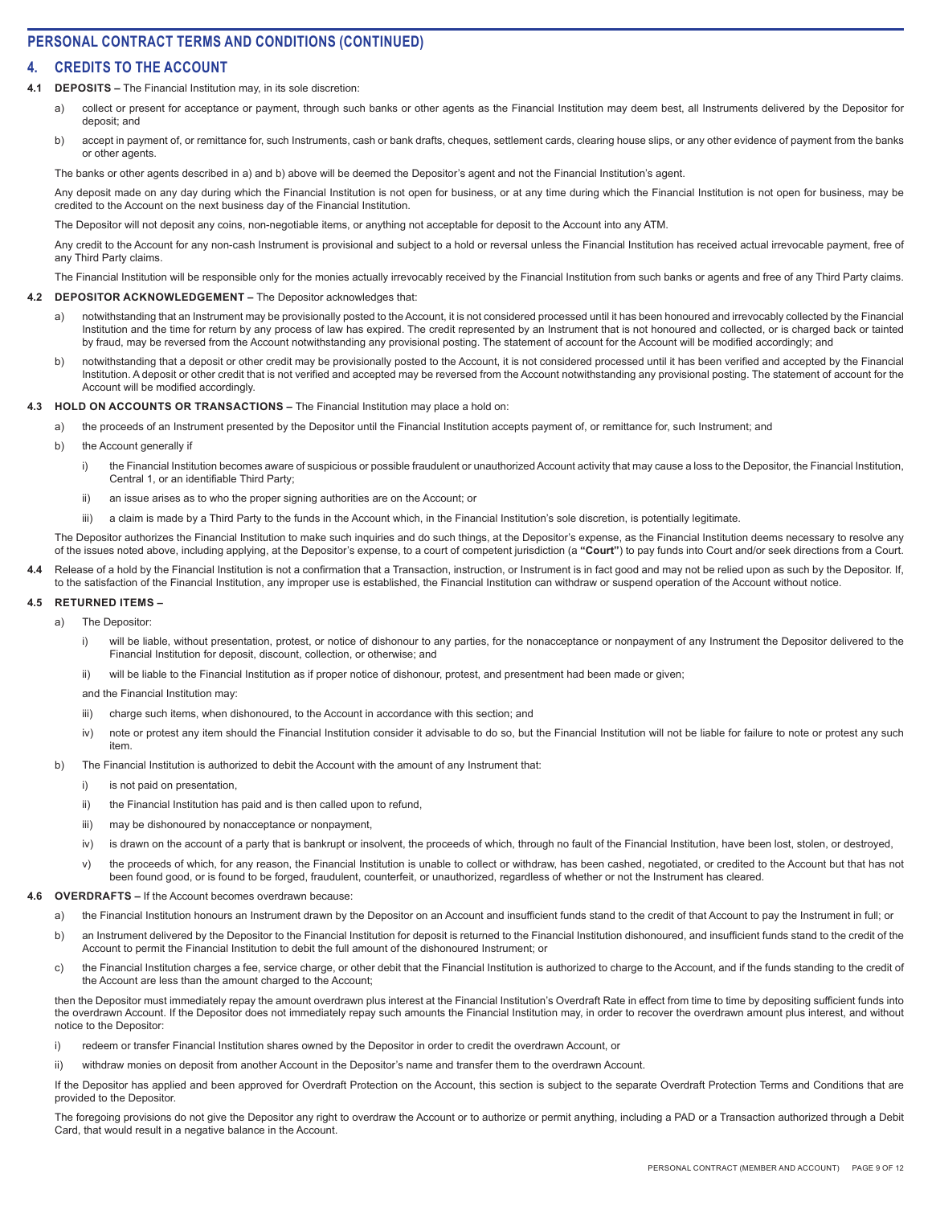## PERSONAL CONTRACT TERMS AND CONDITIONS (CONTINUED)

## 4. CREDITS TO THE ACCOUNT

**4.1 DEPOSITS –** The Financial Institution may, in its sole discretion:

a) collect or present for acceptance or payment, through such banks or other agents as the Financial Institution may deem best, all Instruments delivered by the Depositor for deposit; and

b) accept in payment of, or remittance for, such Instruments, cash or bank drafts, cheques, settlement cards, clearing house slips, or any other evidence of payment from the banks or other agents.

The banks or other agents described in a) and b) above will be deemed the Depositor's agent and not the Financial Institution's agent.

Any deposit made on any day during which the Financial Institution is not open for business, or at any time during which the Financial Institution is not open for business, may be credited to the Account on the next business day of the Financial Institution.

The Depositor will not deposit any coins, non-negotiable items, or anything not acceptable for deposit to the Account into any ATM.

Any credit to the Account for any non-cash Instrument is provisional and subject to a hold or reversal unless the Financial Institution has received actual irrevocable payment, free of any Third Party claims.

The Financial Institution will be responsible only for the monies actually irrevocably received by the Financial Institution from such banks or agents and free of any Third Party claims.

**4.2 DEPOSITOR ACKNOWLEDGEMENT –** The Depositor acknowledges that:

a) notwithstanding that an Instrument may be provisionally posted to the Account, it is not considered processed until it has been honoured and irrevocably collected by the Financial Institution and the time for return by any process of law has expired. The credit represented by an Instrument that is not honoured and collected, or is charged back or tainted by fraud, may be reversed from the Account notwithstanding any provisional posting. The statement of account for the Account will be modified accordingly; and

b) notwithstanding that a deposit or other credit may be provisionally posted to the Account, it is not considered processed until it has been verified and accepted by the Financial Institution. A deposit or other credit that is not verified and accepted may be reversed from the Account notwithstanding any provisional posting. The statement of account for the Account will be modified accordingly.

**4.3 HOLD ON ACCOUNTS OR TRANSACTIONS –** The Financial Institution may place a hold on:

a) the proceeds of an Instrument presented by the Depositor until the Financial Institution accepts payment of, or remittance for, such Instrument; and

b) the Account generally if

   i) the Financial Institution becomes aware of suspicious or possible fraudulent or unauthorized Account activity that may cause a loss to the Depositor, the Financial Institution, Central 1, or an identifiable Third Party;

   ii) an issue arises as to who the proper signing authorities are on the Account; or

   iii) a claim is made by a Third Party to the funds in the Account which, in the Financial Institution's sole discretion, is potentially legitimate.

The Depositor authorizes the Financial Institution to make such inquiries and do such things, at the Depositor's expense, as the Financial Institution deems necessary to resolve any of the issues noted above, including applying, at the Depositor's expense, to a court of competent jurisdiction (a **"Court"**) to pay funds into Court and/or seek directions from a Court.

**4.4** Release of a hold by the Financial Institution is not a confirmation that a Transaction, instruction, or Instrument is in fact good and may not be relied upon as such by the Depositor. If, to the satisfaction of the Financial Institution, any improper use is established, the Financial Institution can withdraw or suspend operation of the Account without notice.

**4.5 RETURNED ITEMS –**

a) The Depositor:

   i) will be liable, without presentation, protest, or notice of dishonour to any parties, for the nonacceptance or nonpayment of any Instrument the Depositor delivered to the Financial Institution for deposit, discount, collection, or otherwise; and

   ii) will be liable to the Financial Institution as if proper notice of dishonour, protest, and presentment had been made or given;

   and the Financial Institution may:

   iii) charge such items, when dishonoured, to the Account in accordance with this section; and

   iv) note or protest any item should the Financial Institution consider it advisable to do so, but the Financial Institution will not be liable for failure to note or protest any such item.

b) The Financial Institution is authorized to debit the Account with the amount of any Instrument that:

   i) is not paid on presentation,

   ii) the Financial Institution has paid and is then called upon to refund,

   iii) may be dishonoured by nonacceptance or nonpayment,

   iv) is drawn on the account of a party that is bankrupt or insolvent, the proceeds of which, through no fault of the Financial Institution, have been lost, stolen, or destroyed,

   v) the proceeds of which, for any reason, the Financial Institution is unable to collect or withdraw, has been cashed, negotiated, or credited to the Account but that has not been found good, or is found to be forged, fraudulent, counterfeit, or unauthorized, regardless of whether or not the Instrument has cleared.

**4.6 OVERDRAFTS –** If the Account becomes overdrawn because:

a) the Financial Institution honours an Instrument drawn by the Depositor on an Account and insufficient funds stand to the credit of that Account to pay the Instrument in full; or

b) an Instrument delivered by the Depositor to the Financial Institution for deposit is returned to the Financial Institution dishonoured, and insufficient funds stand to the credit of the Account to permit the Financial Institution to debit the full amount of the dishonoured Instrument; or

c) the Financial Institution charges a fee, service charge, or other debit that the Financial Institution is authorized to charge to the Account, and if the funds standing to the credit of the Account are less than the amount charged to the Account;

then the Depositor must immediately repay the amount overdrawn plus interest at the Financial Institution's Overdraft Rate in effect from time to time by depositing sufficient funds into the overdrawn Account. If the Depositor does not immediately repay such amounts the Financial Institution may, in order to recover the overdrawn amount plus interest, and without notice to the Depositor:

i) redeem or transfer Financial Institution shares owned by the Depositor in order to credit the overdrawn Account, or

ii) withdraw monies on deposit from another Account in the Depositor's name and transfer them to the overdrawn Account.

If the Depositor has applied and been approved for Overdraft Protection on the Account, this section is subject to the separate Overdraft Protection Terms and Conditions that are provided to the Depositor.

The foregoing provisions do not give the Depositor any right to overdraw the Account or to authorize or permit anything, including a PAD or a Transaction authorized through a Debit Card, that would result in a negative balance in the Account.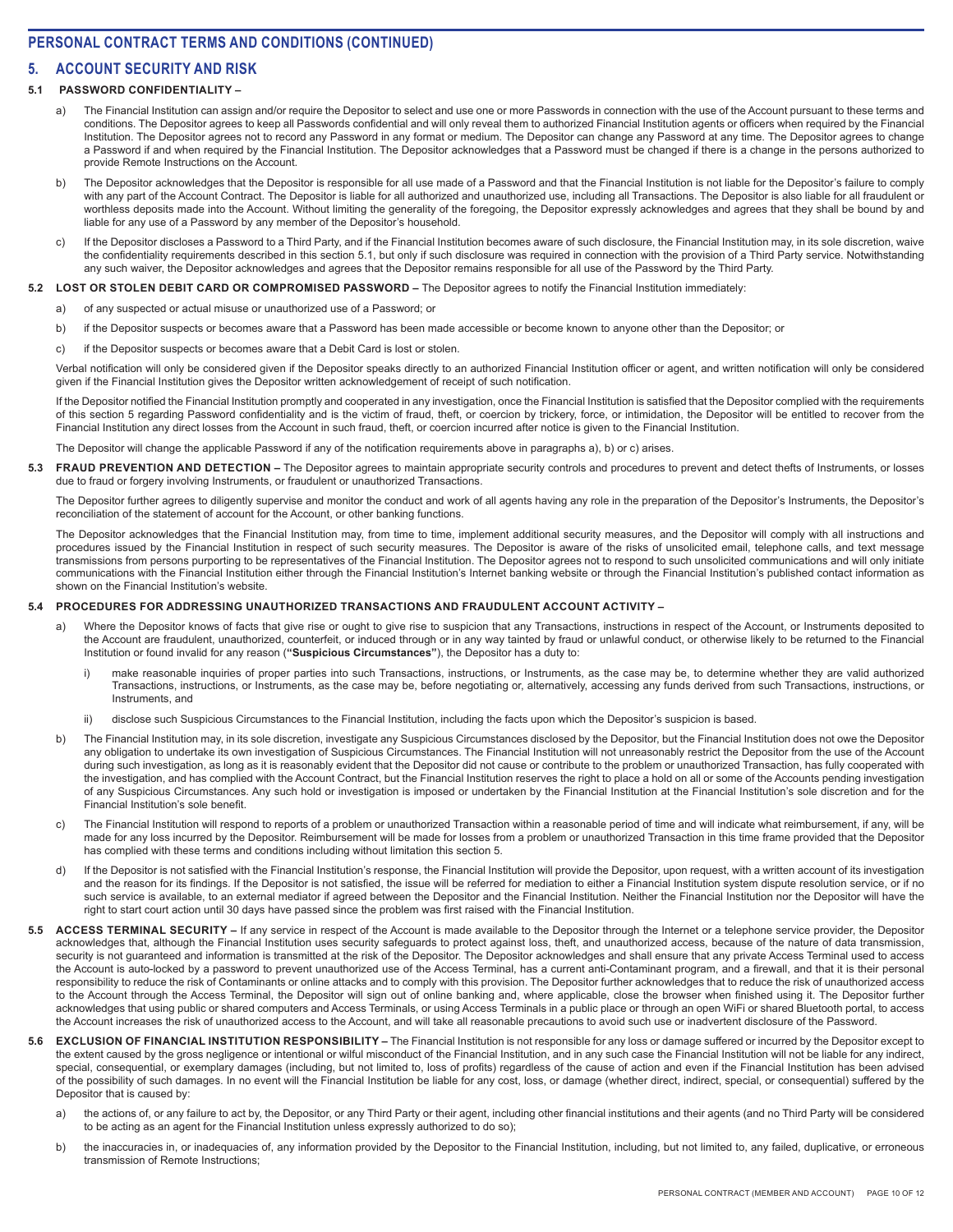## PERSONAL CONTRACT TERMS AND CONDITIONS (CONTINUED)

## 5. ACCOUNT SECURITY AND RISK

### 5.1 PASSWORD CONFIDENTIALITY –

a) The Financial Institution can assign and/or require the Depositor to select and use one or more Passwords in connection with the use of the Account pursuant to these terms and conditions. The Depositor agrees to keep all Passwords confidential and will only reveal them to authorized Financial Institution agents or officers when required by the Financial Institution. The Depositor agrees not to record any Password in any format or medium. The Depositor can change any Password at any time. The Depositor agrees to change a Password if and when required by the Financial Institution. The Depositor acknowledges that a Password must be changed if there is a change in the persons authorized to provide Remote Instructions on the Account.

b) The Depositor acknowledges that the Depositor is responsible for all use made of a Password and that the Financial Institution is not liable for the Depositor's failure to comply with any part of the Account Contract. The Depositor is liable for all authorized and unauthorized use, including all Transactions. The Depositor is also liable for all fraudulent or worthless deposits made into the Account. Without limiting the generality of the foregoing, the Depositor expressly acknowledges and agrees that they shall be bound by and liable for any use of a Password by any member of the Depositor's household.

c) If the Depositor discloses a Password to a Third Party, and if the Financial Institution becomes aware of such disclosure, the Financial Institution may, in its sole discretion, waive the confidentiality requirements described in this section 5.1, but only if such disclosure was required in connection with the provision of a Third Party service. Notwithstanding any such waiver, the Depositor acknowledges and agrees that the Depositor remains responsible for all use of the Password by the Third Party.

**5.2 LOST OR STOLEN DEBIT CARD OR COMPROMISED PASSWORD –** The Depositor agrees to notify the Financial Institution immediately:

a) of any suspected or actual misuse or unauthorized use of a Password; or

b) if the Depositor suspects or becomes aware that a Password has been made accessible or become known to anyone other than the Depositor; or

c) if the Depositor suspects or becomes aware that a Debit Card is lost or stolen.

Verbal notification will only be considered given if the Depositor speaks directly to an authorized Financial Institution officer or agent, and written notification will only be considered given if the Financial Institution gives the Depositor written acknowledgement of receipt of such notification.

If the Depositor notified the Financial Institution promptly and cooperated in any investigation, once the Financial Institution is satisfied that the Depositor complied with the requirements of this section 5 regarding Password confidentiality and is the victim of fraud, theft, or coercion by trickery, force, or intimidation, the Depositor will be entitled to recover from the Financial Institution any direct losses from the Account in such fraud, theft, or coercion incurred after notice is given to the Financial Institution.

The Depositor will change the applicable Password if any of the notification requirements above in paragraphs a), b) or c) arises.

**5.3 FRAUD PREVENTION AND DETECTION –** The Depositor agrees to maintain appropriate security controls and procedures to prevent and detect thefts of Instruments, or losses due to fraud or forgery involving Instruments, or fraudulent or unauthorized Transactions.

The Depositor further agrees to diligently supervise and monitor the conduct and work of all agents having any role in the preparation of the Depositor's Instruments, the Depositor's reconciliation of the statement of account for the Account, or other banking functions.

The Depositor acknowledges that the Financial Institution may, from time to time, implement additional security measures, and the Depositor will comply with all instructions and procedures issued by the Financial Institution in respect of such security measures. The Depositor is aware of the risks of unsolicited email, telephone calls, and text message transmissions from persons purporting to be representatives of the Financial Institution. The Depositor agrees not to respond to such unsolicited communications and will only initiate communications with the Financial Institution either through the Financial Institution's Internet banking website or through the Financial Institution's published contact information as shown on the Financial Institution's website.

### 5.4 PROCEDURES FOR ADDRESSING UNAUTHORIZED TRANSACTIONS AND FRAUDULENT ACCOUNT ACTIVITY –

a) Where the Depositor knows of facts that give rise or ought to give rise to suspicion that any Transactions, instructions in respect of the Account, or Instruments deposited to the Account are fraudulent, unauthorized, counterfeit, or induced through or in any way tainted by fraud or unlawful conduct, or otherwise likely to be returned to the Financial Institution or found invalid for any reason (**"Suspicious Circumstances"**), the Depositor has a duty to:

   i) make reasonable inquiries of proper parties into such Transactions, instructions, or Instruments, as the case may be, to determine whether they are valid authorized Transactions, instructions, or Instruments, as the case may be, before negotiating or, alternatively, accessing any funds derived from such Transactions, instructions, or Instruments, and

   ii) disclose such Suspicious Circumstances to the Financial Institution, including the facts upon which the Depositor's suspicion is based.

b) The Financial Institution may, in its sole discretion, investigate any Suspicious Circumstances disclosed by the Depositor, but the Financial Institution does not owe the Depositor any obligation to undertake its own investigation of Suspicious Circumstances. The Financial Institution will not unreasonably restrict the Depositor from the use of the Account during such investigation, as long as it is reasonably evident that the Depositor did not cause or contribute to the problem or unauthorized Transaction, has fully cooperated with the investigation, and has complied with the Account Contract, but the Financial Institution reserves the right to place a hold on all or some of the Accounts pending investigation of any Suspicious Circumstances. Any such hold or investigation is imposed or undertaken by the Financial Institution at the Financial Institution's sole discretion and for the Financial Institution's sole benefit.

c) The Financial Institution will respond to reports of a problem or unauthorized Transaction within a reasonable period of time and will indicate what reimbursement, if any, will be made for any loss incurred by the Depositor. Reimbursement will be made for losses from a problem or unauthorized Transaction in this time frame provided that the Depositor has complied with these terms and conditions including without limitation this section 5.

d) If the Depositor is not satisfied with the Financial Institution's response, the Financial Institution will provide the Depositor, upon request, with a written account of its investigation and the reason for its findings. If the Depositor is not satisfied, the issue will be referred for mediation to either a Financial Institution system dispute resolution service, or if no such service is available, to an external mediator if agreed between the Depositor and the Financial Institution. Neither the Financial Institution nor the Depositor will have the right to start court action until 30 days have passed since the problem was first raised with the Financial Institution.

**5.5 ACCESS TERMINAL SECURITY –** If any service in respect of the Account is made available to the Depositor through the Internet or a telephone service provider, the Depositor acknowledges that, although the Financial Institution uses security safeguards to protect against loss, theft, and unauthorized access, because of the nature of data transmission, security is not guaranteed and information is transmitted at the risk of the Depositor. The Depositor acknowledges and shall ensure that any private Access Terminal used to access the Account is auto-locked by a password to prevent unauthorized use of the Access Terminal, has a current anti-Contaminant program, and a firewall, and that it is their personal responsibility to reduce the risk of Contaminants or online attacks and to comply with this provision. The Depositor further acknowledges that to reduce the risk of unauthorized access to the Account through the Access Terminal, the Depositor will sign out of online banking and, where applicable, close the browser when finished using it. The Depositor further acknowledges that using public or shared computers and Access Terminals, or using Access Terminals in a public place or through an open WiFi or shared Bluetooth portal, to access the Account increases the risk of unauthorized access to the Account, and will take all reasonable precautions to avoid such use or inadvertent disclosure of the Password.

**5.6 EXCLUSION OF FINANCIAL INSTITUTION RESPONSIBILITY –** The Financial Institution is not responsible for any loss or damage suffered or incurred by the Depositor except to the extent caused by the gross negligence or intentional or wilful misconduct of the Financial Institution, and in any such case the Financial Institution will not be liable for any indirect, special, consequential, or exemplary damages (including, but not limited to, loss of profits) regardless of the cause of action and even if the Financial Institution has been advised of the possibility of such damages. In no event will the Financial Institution be liable for any cost, loss, or damage (whether direct, indirect, special, or consequential) suffered by the Depositor that is caused by:

a) the actions of, or any failure to act by, the Depositor, or any Third Party or their agent, including other financial institutions and their agents (and no Third Party will be considered to be acting as an agent for the Financial Institution unless expressly authorized to do so);

b) the inaccuracies in, or inadequacies of, any information provided by the Depositor to the Financial Institution, including, but not limited to, any failed, duplicative, or erroneous transmission of Remote Instructions;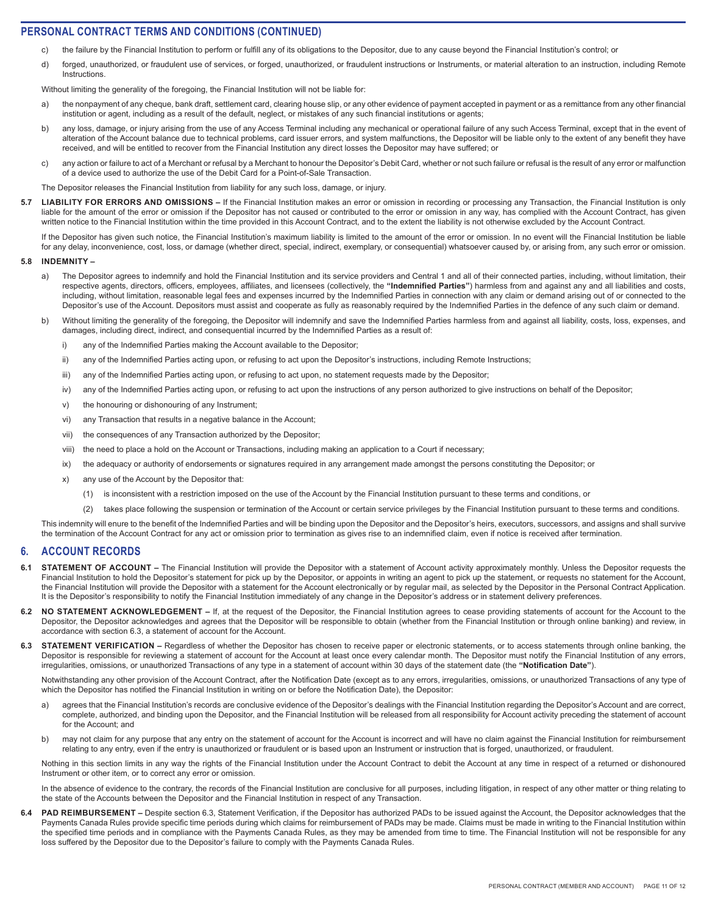## PERSONAL CONTRACT TERMS AND CONDITIONS (CONTINUED)

c) the failure by the Financial Institution to perform or fulfill any of its obligations to the Depositor, due to any cause beyond the Financial Institution's control; or

d) forged, unauthorized, or fraudulent use of services, or forged, unauthorized, or fraudulent instructions or Instruments, or material alteration to an instruction, including Remote Instructions.

Without limiting the generality of the foregoing, the Financial Institution will not be liable for:

a) the nonpayment of any cheque, bank draft, settlement card, clearing house slip, or any other evidence of payment accepted in payment or as a remittance from any other financial institution or agent, including as a result of the default, neglect, or mistakes of any such financial institutions or agents;

b) any loss, damage, or injury arising from the use of any Access Terminal including any mechanical or operational failure of any such Access Terminal, except that in the event of alteration of the Account balance due to technical problems, card issuer errors, and system malfunctions, the Depositor will be liable only to the extent of any benefit they have received, and will be entitled to recover from the Financial Institution any direct losses the Depositor may have suffered; or

c) any action or failure to act of a Merchant or refusal by a Merchant to honour the Depositor's Debit Card, whether or not such failure or refusal is the result of any error or malfunction of a device used to authorize the use of the Debit Card for a Point-of-Sale Transaction.

The Depositor releases the Financial Institution from liability for any such loss, damage, or injury.

**5.7 LIABILITY FOR ERRORS AND OMISSIONS –** If the Financial Institution makes an error or omission in recording or processing any Transaction, the Financial Institution is only liable for the amount of the error or omission if the Depositor has not caused or contributed to the error or omission in any way, has complied with the Account Contract, has given written notice to the Financial Institution within the time provided in this Account Contract, and to the extent the liability is not otherwise excluded by the Account Contract.

If the Depositor has given such notice, the Financial Institution's maximum liability is limited to the amount of the error or omission. In no event will the Financial Institution be liable for any delay, inconvenience, cost, loss, or damage (whether direct, special, indirect, exemplary, or consequential) whatsoever caused by, or arising from, any such error or omission.

**5.8 INDEMNITY –**

a) The Depositor agrees to indemnify and hold the Financial Institution and its service providers and Central 1 and all of their connected parties, including, without limitation, their respective agents, directors, officers, employees, affiliates, and licensees (collectively, the **"Indemnified Parties"**) harmless from and against any and all liabilities and costs, including, without limitation, reasonable legal fees and expenses incurred by the Indemnified Parties in connection with any claim or demand arising out of or connected to the Depositor's use of the Account. Depositors must assist and cooperate as fully as reasonably required by the Indemnified Parties in the defence of any such claim or demand.

b) Without limiting the generality of the foregoing, the Depositor will indemnify and save the Indemnified Parties harmless from and against all liability, costs, loss, expenses, and damages, including direct, indirect, and consequential incurred by the Indemnified Parties as a result of:

   i) any of the Indemnified Parties making the Account available to the Depositor;

   ii) any of the Indemnified Parties acting upon, or refusing to act upon the Depositor's instructions, including Remote Instructions;

   iii) any of the Indemnified Parties acting upon, or refusing to act upon, no statement requests made by the Depositor;

   iv) any of the Indemnified Parties acting upon, or refusing to act upon the instructions of any person authorized to give instructions on behalf of the Depositor;

   v) the honouring or dishonouring of any Instrument;

   vi) any Transaction that results in a negative balance in the Account;

   vii) the consequences of any Transaction authorized by the Depositor;

   viii) the need to place a hold on the Account or Transactions, including making an application to a Court if necessary;

   ix) the adequacy or authority of endorsements or signatures required in any arrangement made amongst the persons constituting the Depositor; or

   x) any use of the Account by the Depositor that:

      (1) is inconsistent with a restriction imposed on the use of the Account by the Financial Institution pursuant to these terms and conditions, or

      (2) takes place following the suspension or termination of the Account or certain service privileges by the Financial Institution pursuant to these terms and conditions.

This indemnity will enure to the benefit of the Indemnified Parties and will be binding upon the Depositor and the Depositor's heirs, executors, successors, and assigns and shall survive the termination of the Account Contract for any act or omission prior to termination as gives rise to an indemnified claim, even if notice is received after termination.

## 6. ACCOUNT RECORDS

**6.1 STATEMENT OF ACCOUNT –** The Financial Institution will provide the Depositor with a statement of Account activity approximately monthly. Unless the Depositor requests the Financial Institution to hold the Depositor's statement for pick up by the Depositor, or appoints in writing an agent to pick up the statement, or requests no statement for the Account, the Financial Institution will provide the Depositor with a statement for the Account electronically or by regular mail, as selected by the Depositor in the Personal Contract Application. It is the Depositor's responsibility to notify the Financial Institution immediately of any change in the Depositor's address or in statement delivery preferences.

**6.2 NO STATEMENT ACKNOWLEDGEMENT –** If, at the request of the Depositor, the Financial Institution agrees to cease providing statements of account for the Account to the Depositor, the Depositor acknowledges and agrees that the Depositor will be responsible to obtain (whether from the Financial Institution or through online banking) and review, in accordance with section 6.3, a statement of account for the Account.

**6.3 STATEMENT VERIFICATION –** Regardless of whether the Depositor has chosen to receive paper or electronic statements, or to access statements through online banking, the Depositor is responsible for reviewing a statement of account for the Account at least once every calendar month. The Depositor must notify the Financial Institution of any errors, irregularities, omissions, or unauthorized Transactions of any type in a statement of account within 30 days of the statement date (the **"Notification Date"**).

Notwithstanding any other provision of the Account Contract, after the Notification Date (except as to any errors, irregularities, omissions, or unauthorized Transactions of any type of which the Depositor has notified the Financial Institution in writing on or before the Notification Date), the Depositor:

a) agrees that the Financial Institution's records are conclusive evidence of the Depositor's dealings with the Financial Institution regarding the Depositor's Account and are correct, complete, authorized, and binding upon the Depositor, and the Financial Institution will be released from all responsibility for Account activity preceding the statement of account for the Account; and

b) may not claim for any purpose that any entry on the statement of account for the Account is incorrect and will have no claim against the Financial Institution for reimbursement relating to any entry, even if the entry is unauthorized or fraudulent or is based upon an Instrument or instruction that is forged, unauthorized, or fraudulent.

Nothing in this section limits in any way the rights of the Financial Institution under the Account Contract to debit the Account at any time in respect of a returned or dishonoured Instrument or other item, or to correct any error or omission.

In the absence of evidence to the contrary, the records of the Financial Institution are conclusive for all purposes, including litigation, in respect of any other matter or thing relating to the state of the Accounts between the Depositor and the Financial Institution in respect of any Transaction.

**6.4 PAD REIMBURSEMENT –** Despite section 6.3, Statement Verification, if the Depositor has authorized PADs to be issued against the Account, the Depositor acknowledges that the Payments Canada Rules provide specific time periods during which claims for reimbursement of PADs may be made. Claims must be made in writing to the Financial Institution within the specified time periods and in compliance with the Payments Canada Rules, as they may be amended from time to time. The Financial Institution will not be responsible for any loss suffered by the Depositor due to the Depositor's failure to comply with the Payments Canada Rules.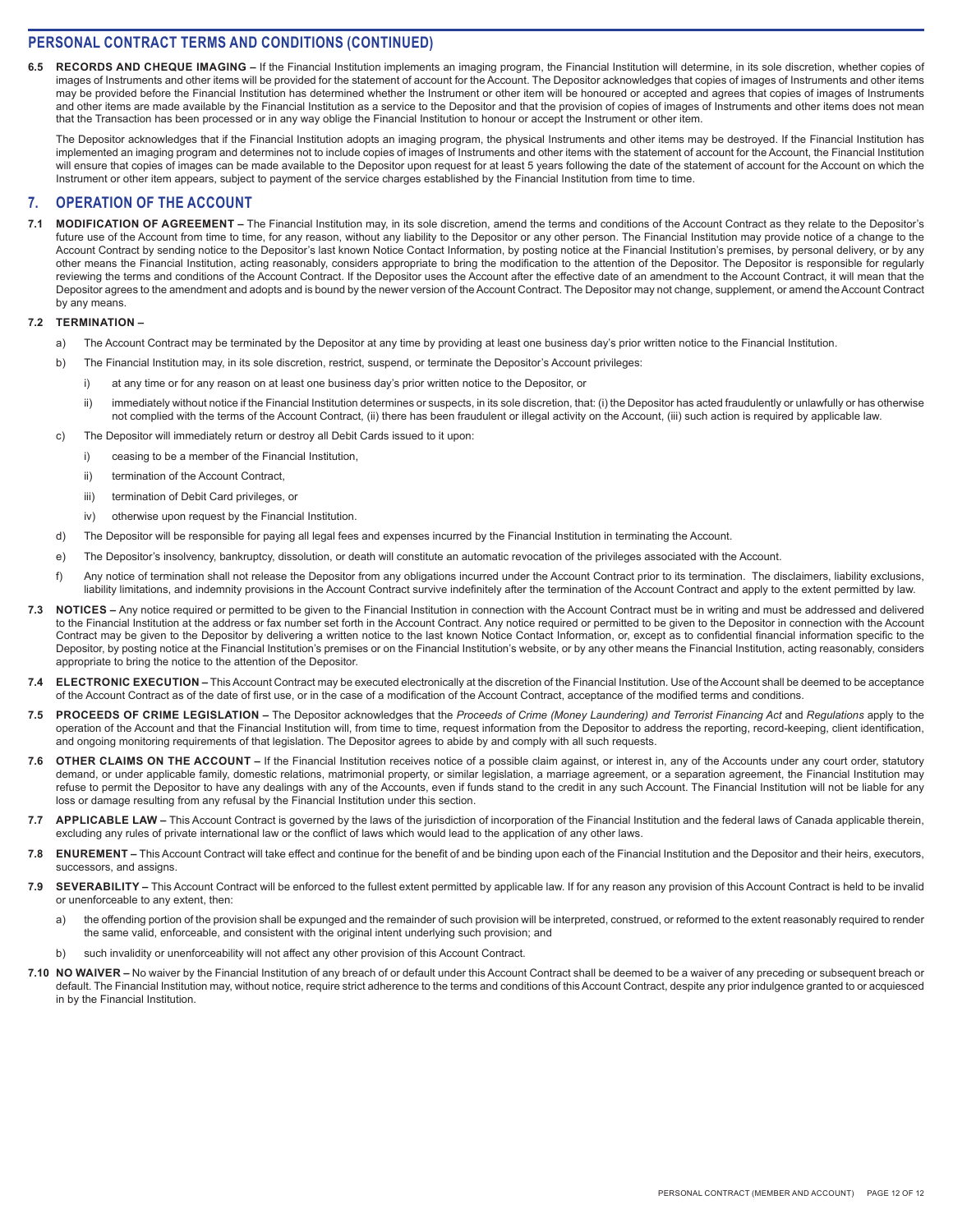## PERSONAL CONTRACT TERMS AND CONDITIONS (CONTINUED)

**6.5 RECORDS AND CHEQUE IMAGING –** If the Financial Institution implements an imaging program, the Financial Institution will determine, in its sole discretion, whether copies of images of Instruments and other items will be provided for the statement of account for the Account. The Depositor acknowledges that copies of images of Instruments and other items may be provided before the Financial Institution has determined whether the Instrument or other item will be honoured or accepted and agrees that copies of images of Instruments and other items are made available by the Financial Institution as a service to the Depositor and that the provision of copies of images of Instruments and other items does not mean that the Transaction has been processed or in any way oblige the Financial Institution to honour or accept the Instrument or other item.

The Depositor acknowledges that if the Financial Institution adopts an imaging program, the physical Instruments and other items may be destroyed. If the Financial Institution has implemented an imaging program and determines not to include copies of images of Instruments and other items with the statement of account for the Account, the Financial Institution will ensure that copies of images can be made available to the Depositor upon request for at least 5 years following the date of the statement of account for the Account on which the Instrument or other item appears, subject to payment of the service charges established by the Financial Institution from time to time.

## 7. OPERATION OF THE ACCOUNT

**7.1 MODIFICATION OF AGREEMENT –** The Financial Institution may, in its sole discretion, amend the terms and conditions of the Account Contract as they relate to the Depositor's future use of the Account from time to time, for any reason, without any liability to the Depositor or any other person. The Financial Institution may provide notice of a change to the Account Contract by sending notice to the Depositor's last known Notice Contact Information, by posting notice at the Financial Institution's premises, by personal delivery, or by any other means the Financial Institution, acting reasonably, considers appropriate to bring the modification to the attention of the Depositor. The Depositor is responsible for regularly reviewing the terms and conditions of the Account Contract. If the Depositor uses the Account after the effective date of an amendment to the Account Contract, it will mean that the Depositor agrees to the amendment and adopts and is bound by the newer version of the Account Contract. The Depositor may not change, supplement, or amend the Account Contract by any means.

**7.2 TERMINATION –**

a) The Account Contract may be terminated by the Depositor at any time by providing at least one business day's prior written notice to the Financial Institution.

b) The Financial Institution may, in its sole discretion, restrict, suspend, or terminate the Depositor's Account privileges:

   i) at any time or for any reason on at least one business day's prior written notice to the Depositor, or

   ii) immediately without notice if the Financial Institution determines or suspects, in its sole discretion, that: (i) the Depositor has acted fraudulently or unlawfully or has otherwise not complied with the terms of the Account Contract, (ii) there has been fraudulent or illegal activity on the Account, (iii) such action is required by applicable law.

c) The Depositor will immediately return or destroy all Debit Cards issued to it upon:

   i) ceasing to be a member of the Financial Institution,

   ii) termination of the Account Contract,

   iii) termination of Debit Card privileges, or

   iv) otherwise upon request by the Financial Institution.

d) The Depositor will be responsible for paying all legal fees and expenses incurred by the Financial Institution in terminating the Account.

e) The Depositor's insolvency, bankruptcy, dissolution, or death will constitute an automatic revocation of the privileges associated with the Account.

f) Any notice of termination shall not release the Depositor from any obligations incurred under the Account Contract prior to its termination. The disclaimers, liability exclusions, liability limitations, and indemnity provisions in the Account Contract survive indefinitely after the termination of the Account Contract and apply to the extent permitted by law.

**7.3 NOTICES –** Any notice required or permitted to be given to the Financial Institution in connection with the Account Contract must be in writing and must be addressed and delivered to the Financial Institution at the address or fax number set forth in the Account Contract. Any notice required or permitted to be given to the Depositor in connection with the Account Contract may be given to the Depositor by delivering a written notice to the last known Notice Contact Information, or, except as to confidential financial information specific to the Depositor, by posting notice at the Financial Institution's premises or on the Financial Institution's website, or by any other means the Financial Institution, acting reasonably, considers appropriate to bring the notice to the attention of the Depositor.

**7.4 ELECTRONIC EXECUTION –** This Account Contract may be executed electronically at the discretion of the Financial Institution. Use of the Account shall be deemed to be acceptance of the Account Contract as of the date of first use, or in the case of a modification of the Account Contract, acceptance of the modified terms and conditions.

**7.5 PROCEEDS OF CRIME LEGISLATION –** The Depositor acknowledges that the *Proceeds of Crime (Money Laundering) and Terrorist Financing Act* and *Regulations* apply to the operation of the Account and that the Financial Institution will, from time to time, request information from the Depositor to address the reporting, record-keeping, client identification, and ongoing monitoring requirements of that legislation. The Depositor agrees to abide by and comply with all such requests.

**7.6 OTHER CLAIMS ON THE ACCOUNT –** If the Financial Institution receives notice of a possible claim against, or interest in, any of the Accounts under any court order, statutory demand, or under applicable family, domestic relations, matrimonial property, or similar legislation, a marriage agreement, or a separation agreement, the Financial Institution may refuse to permit the Depositor to have any dealings with any of the Accounts, even if funds stand to the credit in any such Account. The Financial Institution will not be liable for any loss or damage resulting from any refusal by the Financial Institution under this section.

**7.7 APPLICABLE LAW –** This Account Contract is governed by the laws of the jurisdiction of incorporation of the Financial Institution and the federal laws of Canada applicable therein, excluding any rules of private international law or the conflict of laws which would lead to the application of any other laws.

**7.8 ENUREMENT –** This Account Contract will take effect and continue for the benefit of and be binding upon each of the Financial Institution and the Depositor and their heirs, executors, successors, and assigns.

**7.9 SEVERABILITY –** This Account Contract will be enforced to the fullest extent permitted by applicable law. If for any reason any provision of this Account Contract is held to be invalid or unenforceable to any extent, then:

a) the offending portion of the provision shall be expunged and the remainder of such provision will be interpreted, construed, or reformed to the extent reasonably required to render the same valid, enforceable, and consistent with the original intent underlying such provision; and

b) such invalidity or unenforceability will not affect any other provision of this Account Contract.

**7.10 NO WAIVER –** No waiver by the Financial Institution of any breach of or default under this Account Contract shall be deemed to be a waiver of any preceding or subsequent breach or default. The Financial Institution may, without notice, require strict adherence to the terms and conditions of this Account Contract, despite any prior indulgence granted to or acquiesced in by the Financial Institution.